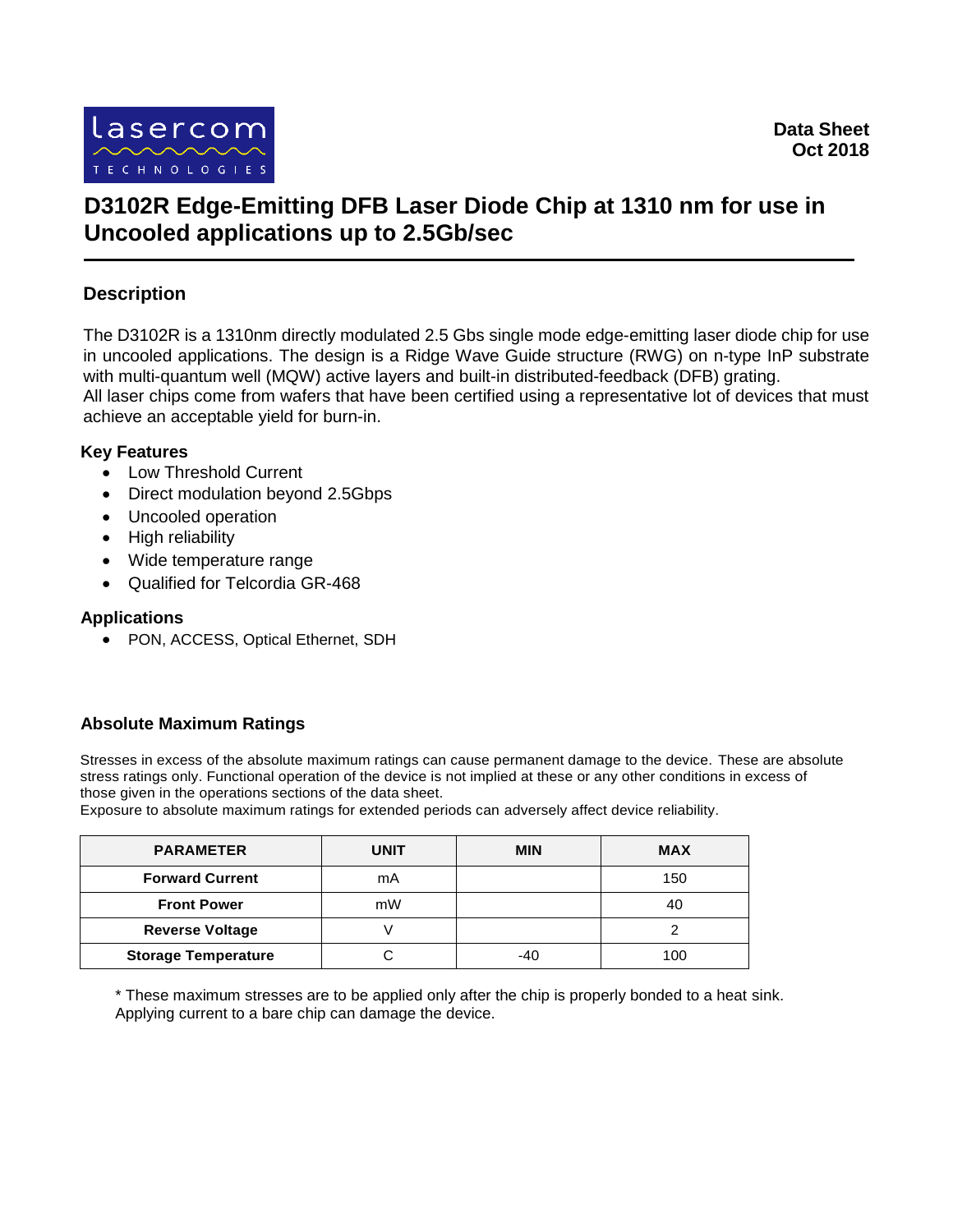lasercom TECHNOLOGIES

**Data Sheet**
**Oct 2018**

# D3102R Edge-Emitting DFB Laser Diode Chip at 1310 nm for use in Uncooled applications up to 2.5Gb/sec

## Description

The D3102R is a 1310nm directly modulated 2.5 Gbs single mode edge-emitting laser diode chip for use in uncooled applications. The design is a Ridge Wave Guide structure (RWG) on n-type InP substrate with multi-quantum well (MQW) active layers and built-in distributed-feedback (DFB) grating.
All laser chips come from wafers that have been certified using a representative lot of devices that must achieve an acceptable yield for burn-in.

### Key Features

- Low Threshold Current
- Direct modulation beyond 2.5Gbps
- Uncooled operation
- High reliability
- Wide temperature range
- Qualified for Telcordia GR-468

### Applications

- PON, ACCESS, Optical Ethernet, SDH

### Absolute Maximum Ratings

Stresses in excess of the absolute maximum ratings can cause permanent damage to the device. These are absolute stress ratings only. Functional operation of the device is not implied at these or any other conditions in excess of those given in the operations sections of the data sheet.
Exposure to absolute maximum ratings for extended periods can adversely affect device reliability.

| PARAMETER | UNIT | MIN | MAX |
| --- | --- | --- | --- |
| **Forward Current** | mA | | 150 |
| **Front Power** | mW | | 40 |
| **Reverse Voltage** | V | | 2 |
| **Storage Temperature** | C | -40 | 100 |

* These maximum stresses are to be applied only after the chip is properly bonded to a heat sink. Applying current to a bare chip can damage the device.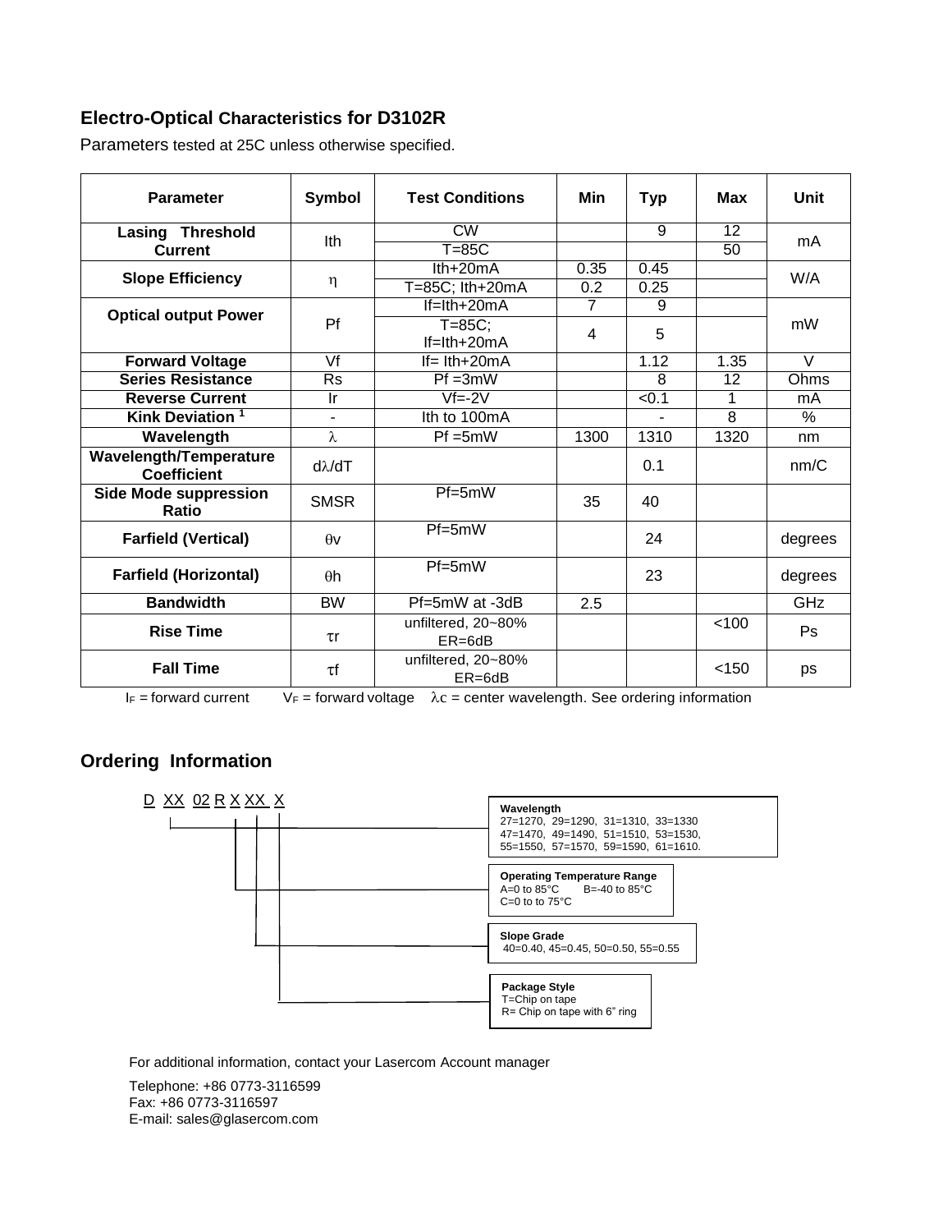## Electro-Optical Characteristics for D3102R

Parameters tested at 25C unless otherwise specified.

| Parameter | Symbol | Test Conditions | Min | Typ | Max | Unit |
|---|---|---|---|---|---|---|
| Lasing Threshold Current | Ith | CW | | 9 | 12 | mA |
| | | T=85C | | | 50 | |
| Slope Efficiency | η | Ith+20mA | 0.35 | 0.45 | | W/A |
| | | T=85C; Ith+20mA | 0.2 | 0.25 | | |
| Optical output Power | Pf | If=Ith+20mA | 7 | 9 | | mW |
| | | T=85C; If=Ith+20mA | 4 | 5 | | |
| Forward Voltage | Vf | If= Ith+20mA | | 1.12 | 1.35 | V |
| Series Resistance | Rs | Pf =3mW | | 8 | 12 | Ohms |
| Reverse Current | Ir | Vf=-2V | | <0.1 | 1 | mA |
| Kink Deviation [1] | - | Ith to 100mA | | - | 8 | % |
| Wavelength | λ | Pf =5mW | 1300 | 1310 | 1320 | nm |
| Wavelength/Temperature Coefficient | dλ/dT | | | 0.1 | | nm/C |
| Side Mode suppression Ratio | SMSR | Pf=5mW | 35 | 40 | | |
| Farfield (Vertical) | θv | Pf=5mW | | 24 | | degrees |
| Farfield (Horizontal) | θh | Pf=5mW | | 23 | | degrees |
| Bandwidth | BW | Pf=5mW at -3dB | 2.5 | | | GHz |
| Rise Time | τr | unfiltered, 20~80% ER=6dB | | | <100 | Ps |
| Fall Time | τf | unfiltered, 20~80% ER=6dB | | | <150 | ps |

$I_F$ = forward current $V_F$ = forward voltage $\lambda c$ = center wavelength. See ordering information

## Ordering Information

D XX 02 R X XX X

**Wavelength**
27=1270, 29=1290, 31=1310, 33=1330
47=1470, 49=1490, 51=1510, 53=1530,
55=1550, 57=1570, 59=1590, 61=1610.

**Operating Temperature Range**
A=0 to 85°C B=-40 to 85°C
C=0 to to 75°C

**Slope Grade**
40=0.40, 45=0.45, 50=0.50, 55=0.55

**Package Style**
T=Chip on tape
R= Chip on tape with 6" ring

For additional information, contact your Lasercom Account manager

Telephone: +86 0773-3116599
Fax: +86 0773-3116597
E-mail: sales@glasercom.com